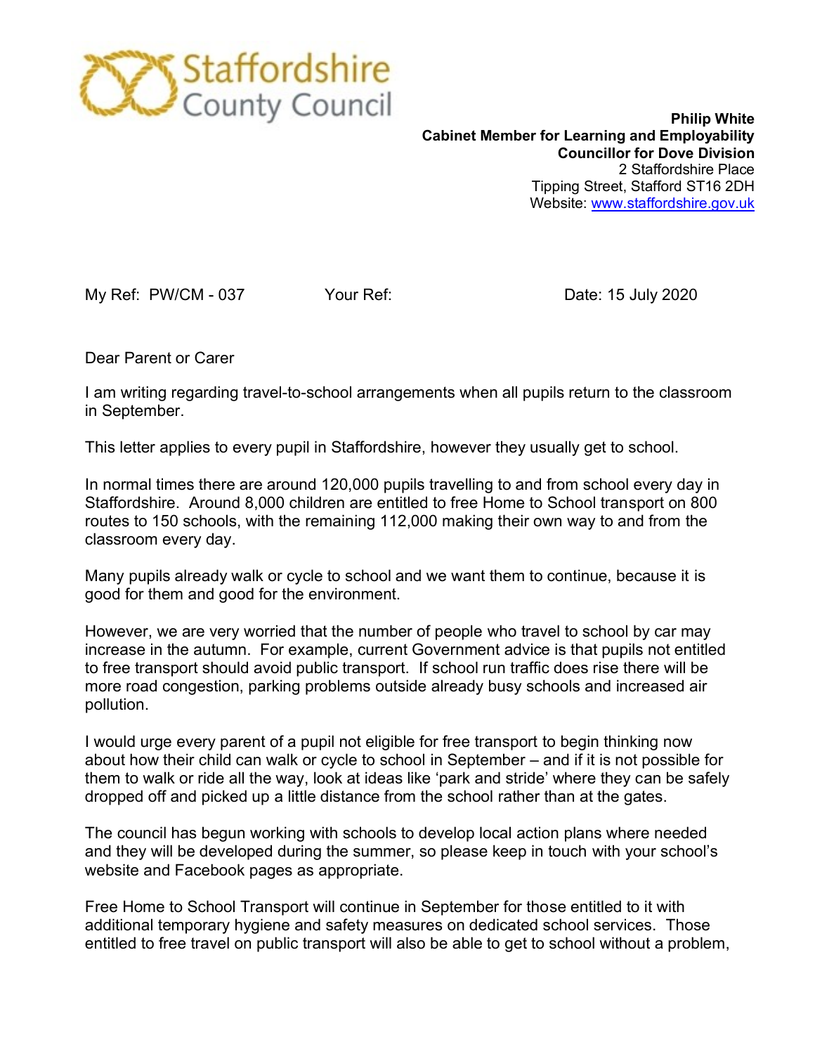Staffordshire County Council

**Philip White**
**Cabinet Member for Learning and Employability**
**Councillor for Dove Division**
2 Staffordshire Place
Tipping Street, Stafford ST16 2DH
Website: www.staffordshire.gov.uk

My Ref: PW/CM - 037 Your Ref: Date: 15 July 2020

Dear Parent or Carer

I am writing regarding travel-to-school arrangements when all pupils return to the classroom in September.

This letter applies to every pupil in Staffordshire, however they usually get to school.

In normal times there are around 120,000 pupils travelling to and from school every day in Staffordshire. Around 8,000 children are entitled to free Home to School transport on 800 routes to 150 schools, with the remaining 112,000 making their own way to and from the classroom every day.

Many pupils already walk or cycle to school and we want them to continue, because it is good for them and good for the environment.

However, we are very worried that the number of people who travel to school by car may increase in the autumn. For example, current Government advice is that pupils not entitled to free transport should avoid public transport. If school run traffic does rise there will be more road congestion, parking problems outside already busy schools and increased air pollution.

I would urge every parent of a pupil not eligible for free transport to begin thinking now about how their child can walk or cycle to school in September – and if it is not possible for them to walk or ride all the way, look at ideas like 'park and stride' where they can be safely dropped off and picked up a little distance from the school rather than at the gates.

The council has begun working with schools to develop local action plans where needed and they will be developed during the summer, so please keep in touch with your school's website and Facebook pages as appropriate.

Free Home to School Transport will continue in September for those entitled to it with additional temporary hygiene and safety measures on dedicated school services. Those entitled to free travel on public transport will also be able to get to school without a problem,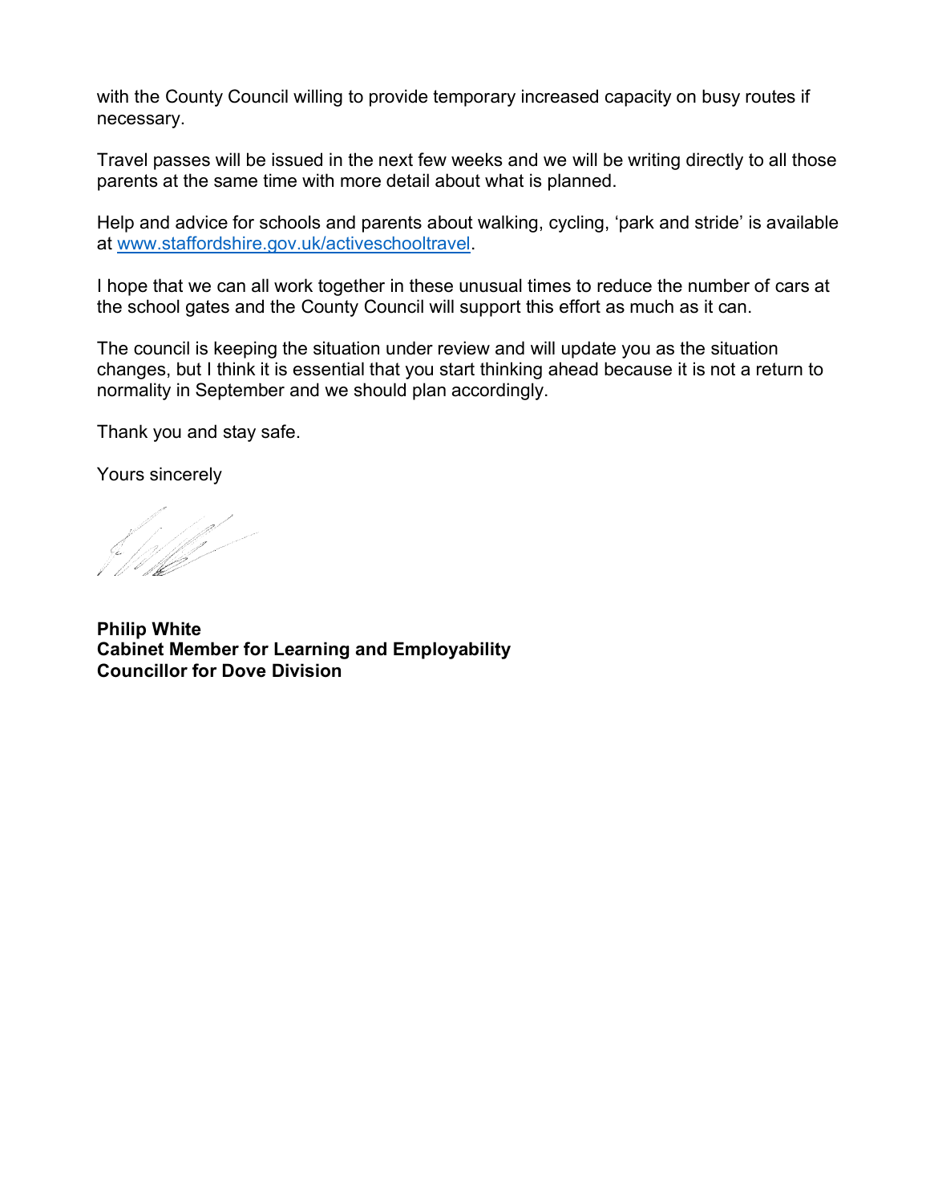with the County Council willing to provide temporary increased capacity on busy routes if necessary.

Travel passes will be issued in the next few weeks and we will be writing directly to all those parents at the same time with more detail about what is planned.

Help and advice for schools and parents about walking, cycling, 'park and stride' is available at [www.staffordshire.gov.uk/activeschooltravel](http://www.staffordshire.gov.uk/activeschooltravel).

I hope that we can all work together in these unusual times to reduce the number of cars at the school gates and the County Council will support this effort as much as it can.

The council is keeping the situation under review and will update you as the situation changes, but I think it is essential that you start thinking ahead because it is not a return to normality in September and we should plan accordingly.

Thank you and stay safe.

Yours sincerely

**Philip White**
**Cabinet Member for Learning and Employability**
**Councillor for Dove Division**